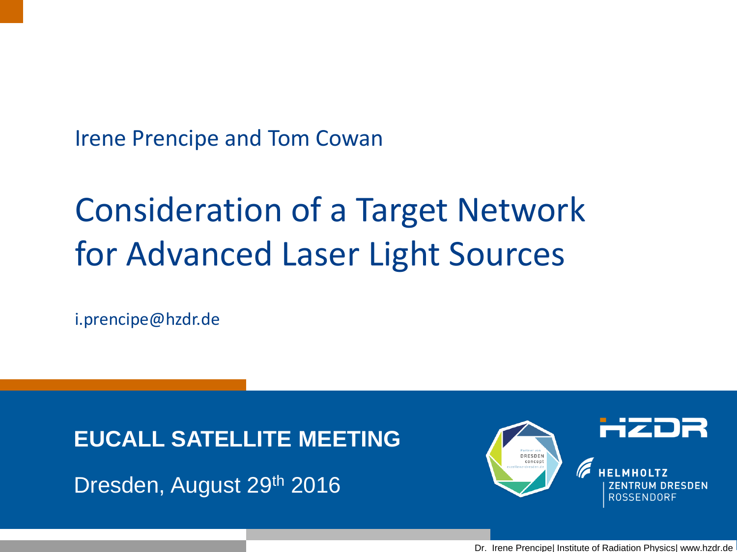Irene Prencipe and Tom Cowan

# Consideration of a Target Network for Advanced Laser Light Sources

i.prencipe@hzdr.de

**EUCALL SATELLITE MEETING**

Dresden, August 29th 2016

Dr. Irene Prencipe| Institute of Radiation Physics| www.hzdr.de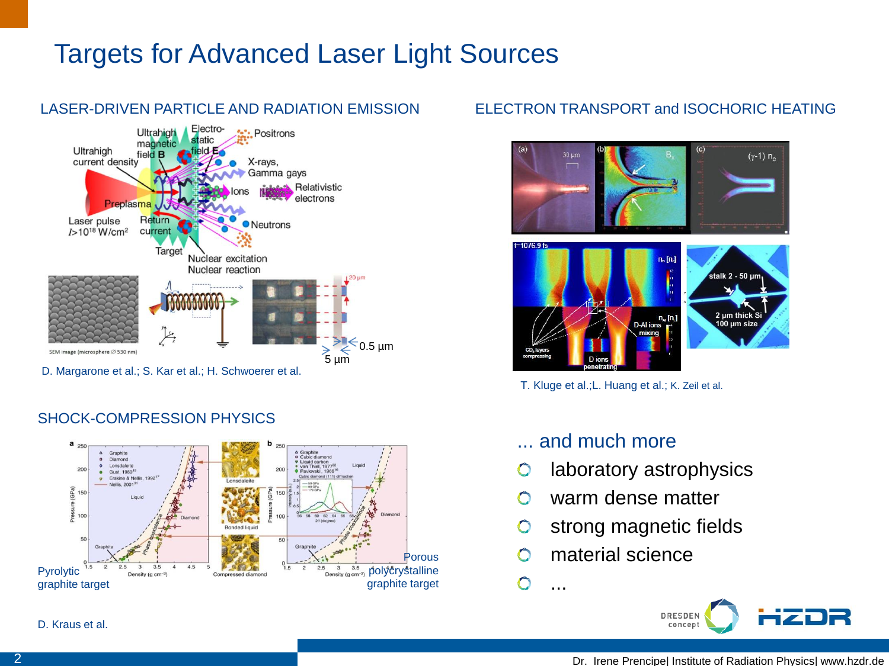# Targets for Advanced Laser Light Sources

## LASER-DRIVEN PARTICLE AND RADIATION EMISSION

D. Margarone et al.; S. Kar et al.; H. Schwoerer et al.

## ELECTRON TRANSPORT and ISOCHORIC HEATING

T. Kluge et al.;L. Huang et al.; K. Zeil et al.

## SHOCK-COMPRESSION PHYSICS

Pyrolytic graphite target

Porous polycrystalline graphite target

D. Kraus et al.

## ... and much more

- laboratory astrophysics
- warm dense matter
- strong magnetic fields
- material science
- ...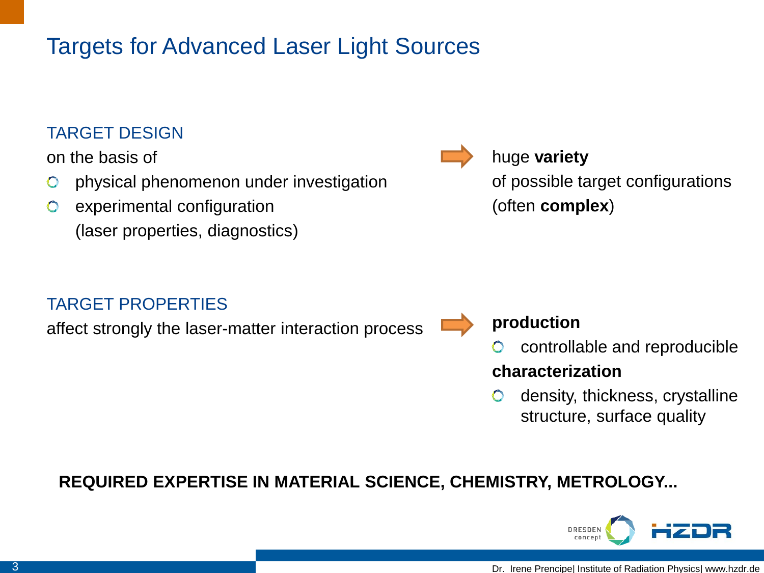# Targets for Advanced Laser Light Sources

## TARGET DESIGN

on the basis of

- physical phenomenon under investigation
- experimental configuration
  (laser properties, diagnostics)

→ huge **variety** of possible target configurations (often **complex**)

## TARGET PROPERTIES

affect strongly the laser-matter interaction process

→ **production**

- controllable and reproducible

**characterization**

- density, thickness, crystalline structure, surface quality

**REQUIRED EXPERTISE IN MATERIAL SCIENCE, CHEMISTRY, METROLOGY...**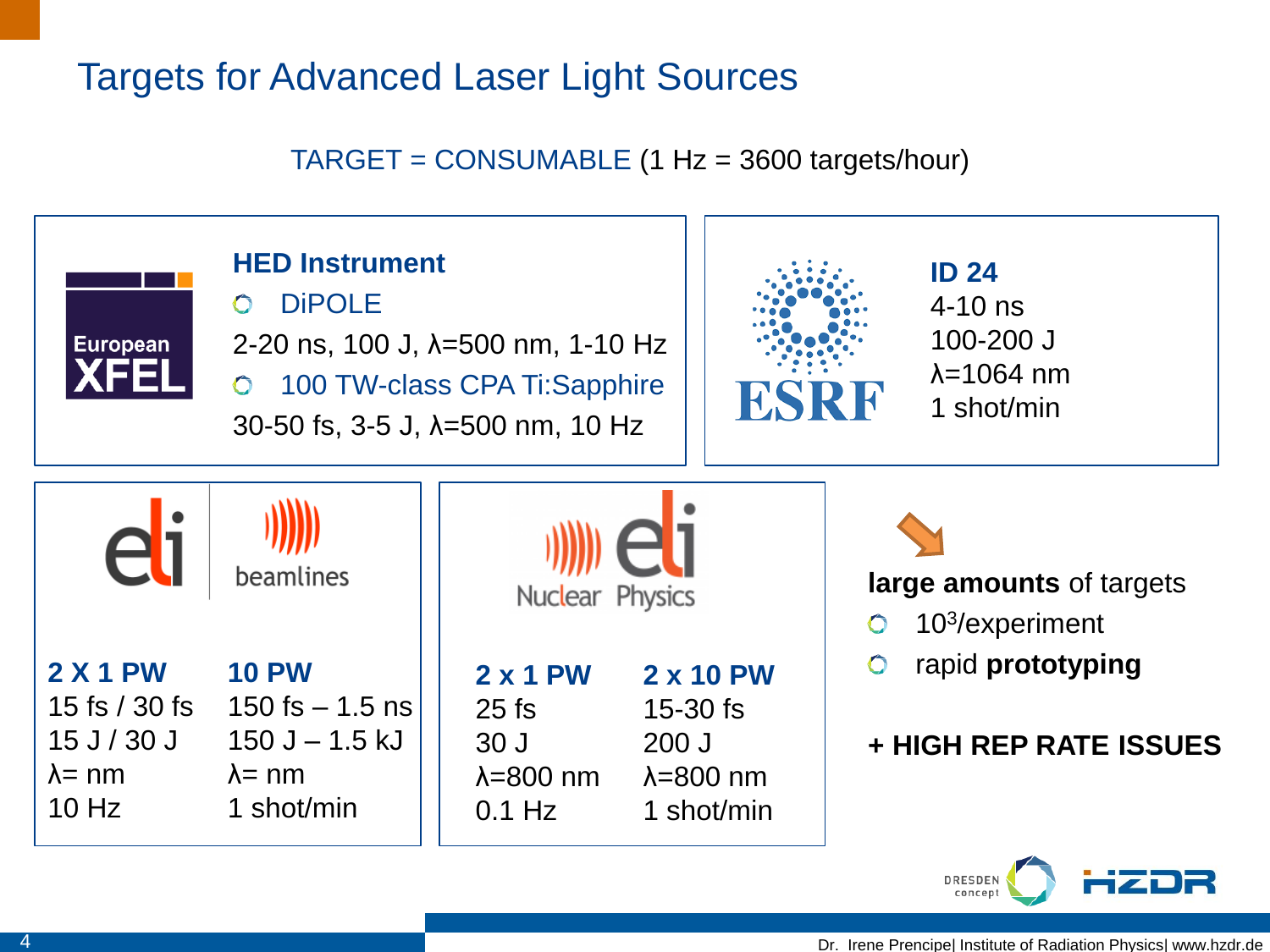# Targets for Advanced Laser Light Sources

TARGET = CONSUMABLE (1 Hz = 3600 targets/hour)

## European XFEL

**HED Instrument**

- DiPOLE

2-20 ns, 100 J, λ=500 nm, 1-10 Hz

- 100 TW-class CPA Ti:Sapphire

30-50 fs, 3-5 J, λ=500 nm, 10 Hz

## ESRF

**ID 24**

4-10 ns
100-200 J
λ=1064 nm
1 shot/min

## eli beamlines

| **2 X 1 PW** | **10 PW** |
|---|---|
| 15 fs / 30 fs | 150 fs – 1.5 ns |
| 15 J / 30 J | 150 J – 1.5 kJ |
| λ= nm | λ= nm |
| 10 Hz | 1 shot/min |

## eli Nuclear Physics

| **2 x 1 PW** | **2 x 10 PW** |
|---|---|
| 25 fs | 15-30 fs |
| 30 J | 200 J |
| λ=800 nm | λ=800 nm |
| 0.1 Hz | 1 shot/min |

**large amounts** of targets

- $10^3$/experiment
- rapid **prototyping**

**+ HIGH REP RATE ISSUES**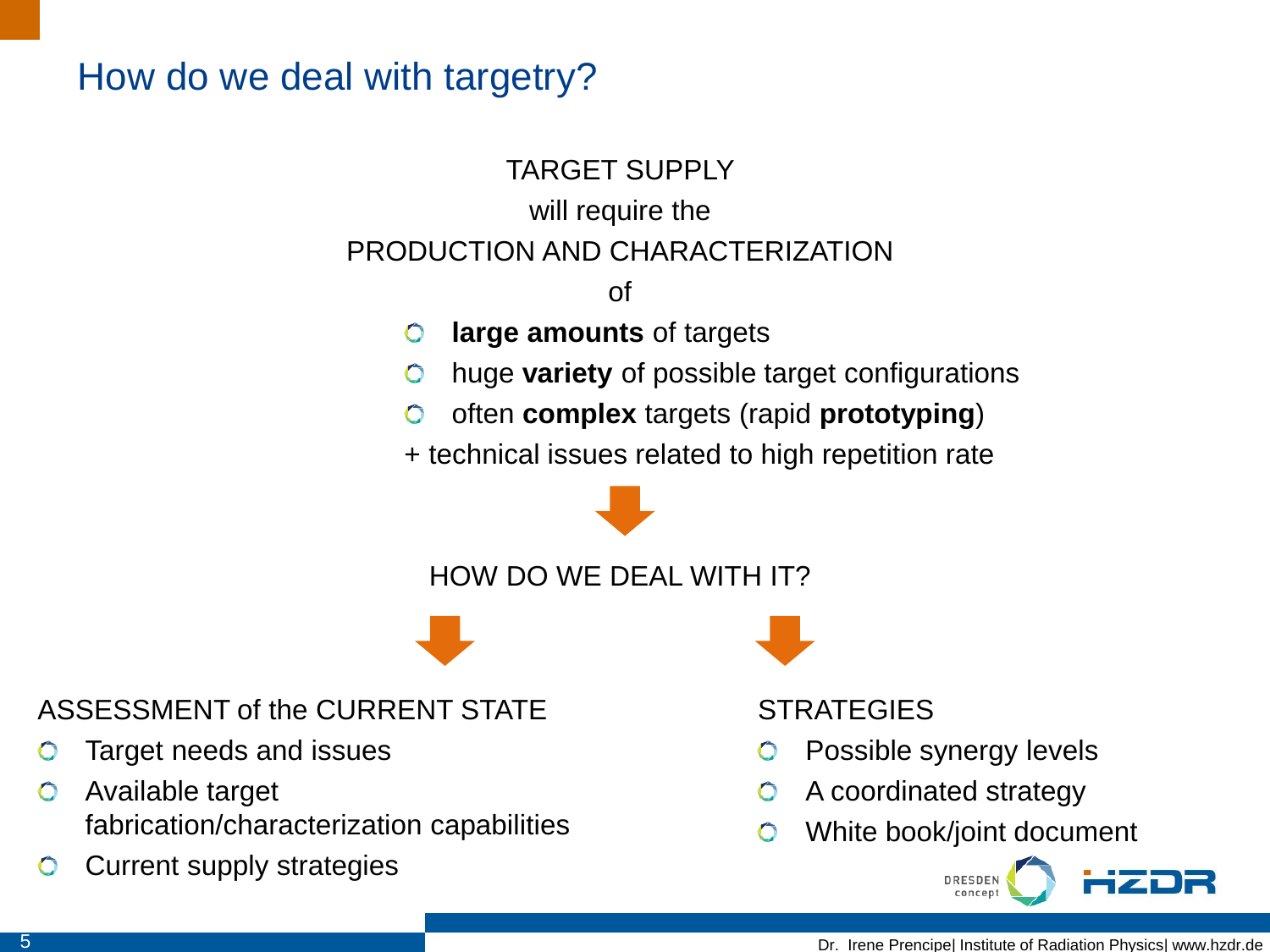# How do we deal with targetry?

TARGET SUPPLY
will require the
PRODUCTION AND CHARACTERIZATION
of

- **large amounts** of targets
- huge **variety** of possible target configurations
- often **complex** targets (rapid **prototyping**)

+ technical issues related to high repetition rate

HOW DO WE DEAL WITH IT?

ASSESSMENT of the CURRENT STATE

- Target needs and issues
- Available target fabrication/characterization capabilities
- Current supply strategies

STRATEGIES

- Possible synergy levels
- A coordinated strategy
- White book/joint document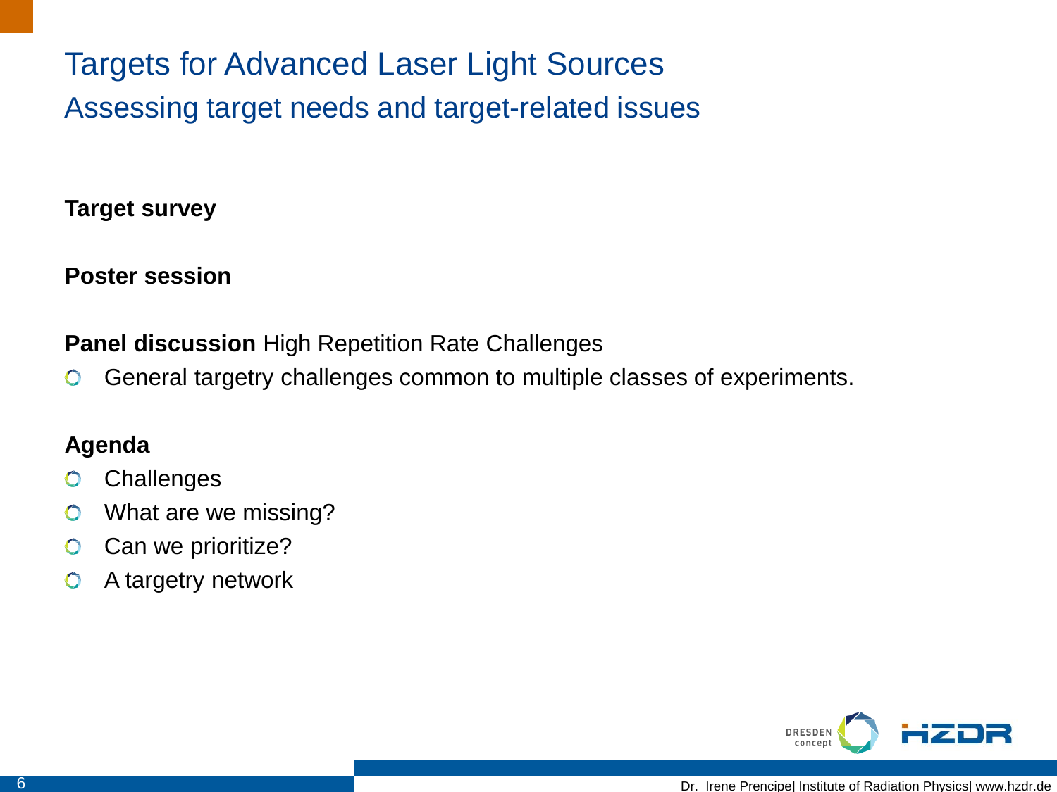# Targets for Advanced Laser Light Sources

## Assessing target needs and target-related issues

**Target survey**

**Poster session**

**Panel discussion** High Repetition Rate Challenges

- General targetry challenges common to multiple classes of experiments.

**Agenda**

- Challenges
- What are we missing?
- Can we prioritize?
- A targetry network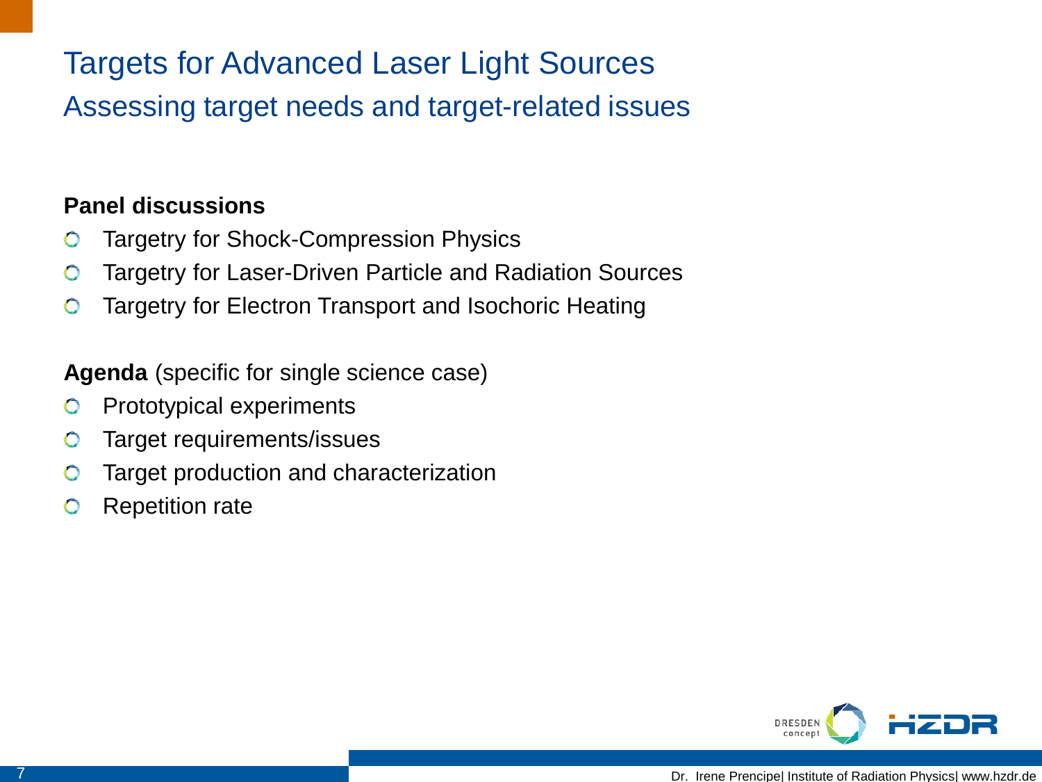# Targets for Advanced Laser Light Sources

## Assessing target needs and target-related issues

**Panel discussions**

- Targetry for Shock-Compression Physics
- Targetry for Laser-Driven Particle and Radiation Sources
- Targetry for Electron Transport and Isochoric Heating

**Agenda** (specific for single science case)

- Prototypical experiments
- Target requirements/issues
- Target production and characterization
- Repetition rate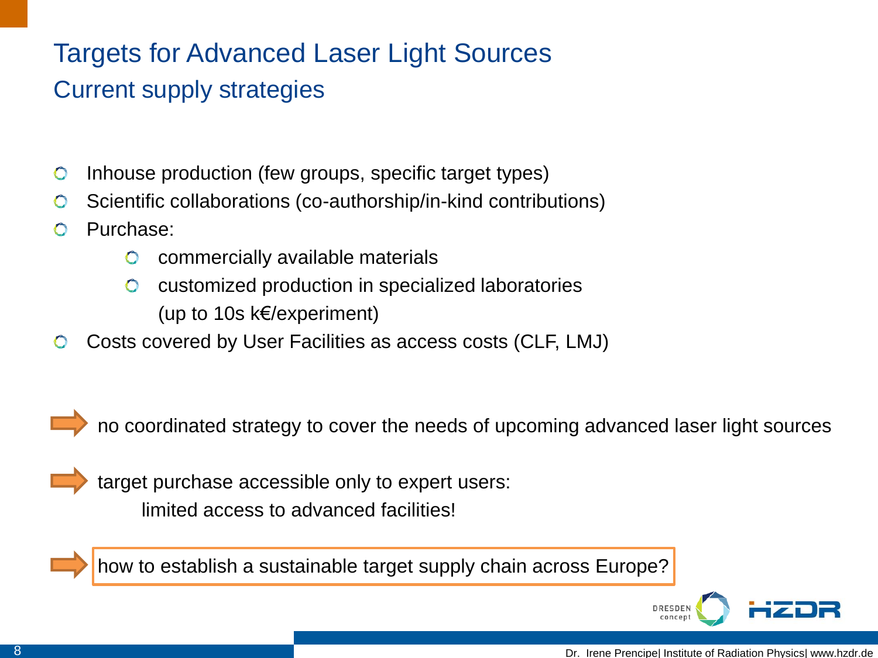# Targets for Advanced Laser Light Sources

## Current supply strategies

- Inhouse production (few groups, specific target types)
- Scientific collaborations (co-authorship/in-kind contributions)
- Purchase:
  - commercially available materials
  - customized production in specialized laboratories (up to 10s k€/experiment)
- Costs covered by User Facilities as access costs (CLF, LMJ)

➡ no coordinated strategy to cover the needs of upcoming advanced laser light sources

➡ target purchase accessible only to expert users:
limited access to advanced facilities!

➡ how to establish a sustainable target supply chain across Europe?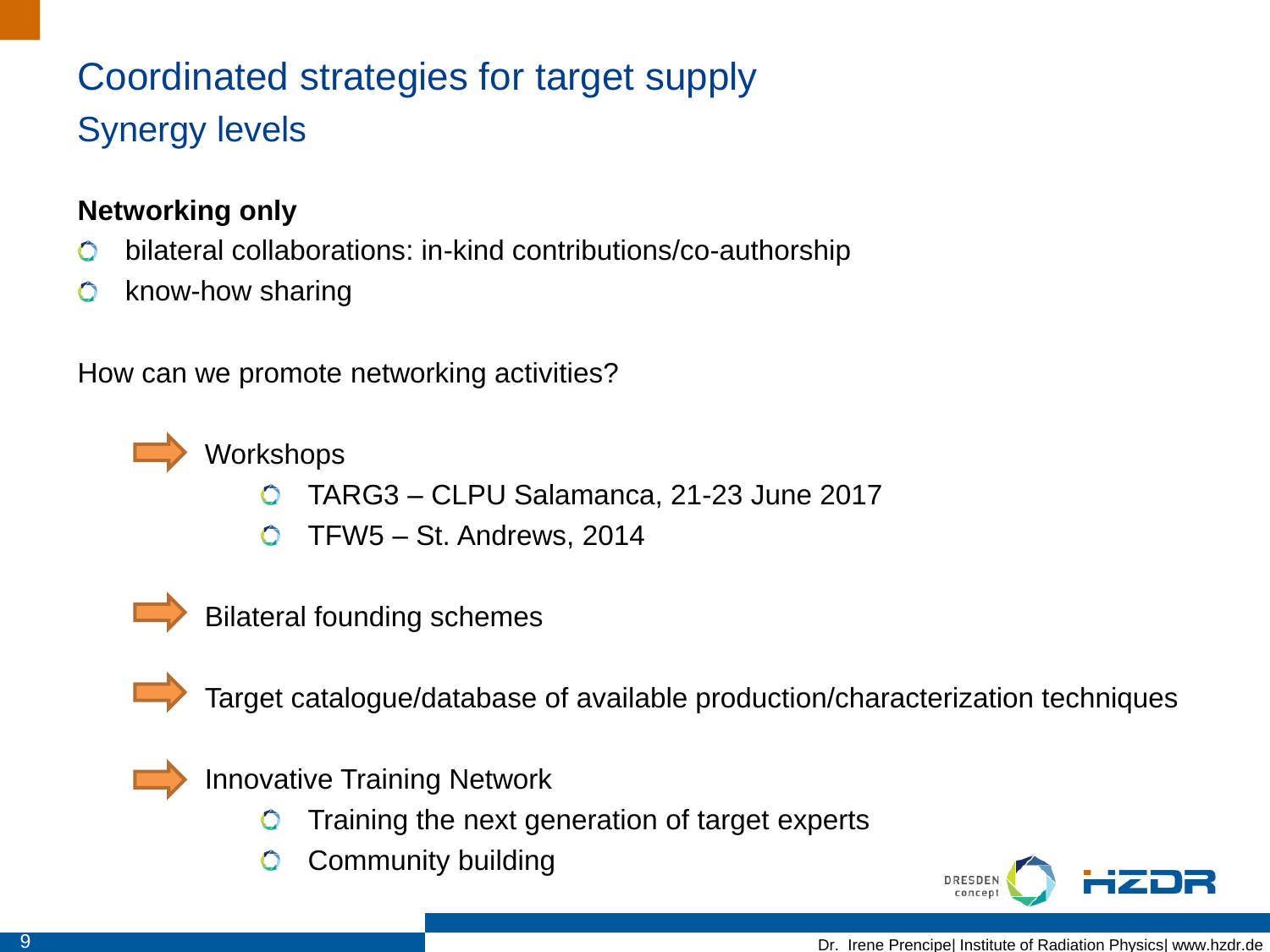# Coordinated strategies for target supply

## Synergy levels

**Networking only**

- bilateral collaborations: in-kind contributions/co-authorship
- know-how sharing

How can we promote networking activities?

- Workshops
  - TARG3 – CLPU Salamanca, 21-23 June 2017
  - TFW5 – St. Andrews, 2014
- Bilateral founding schemes
- Target catalogue/database of available production/characterization techniques
- Innovative Training Network
  - Training the next generation of target experts
  - Community building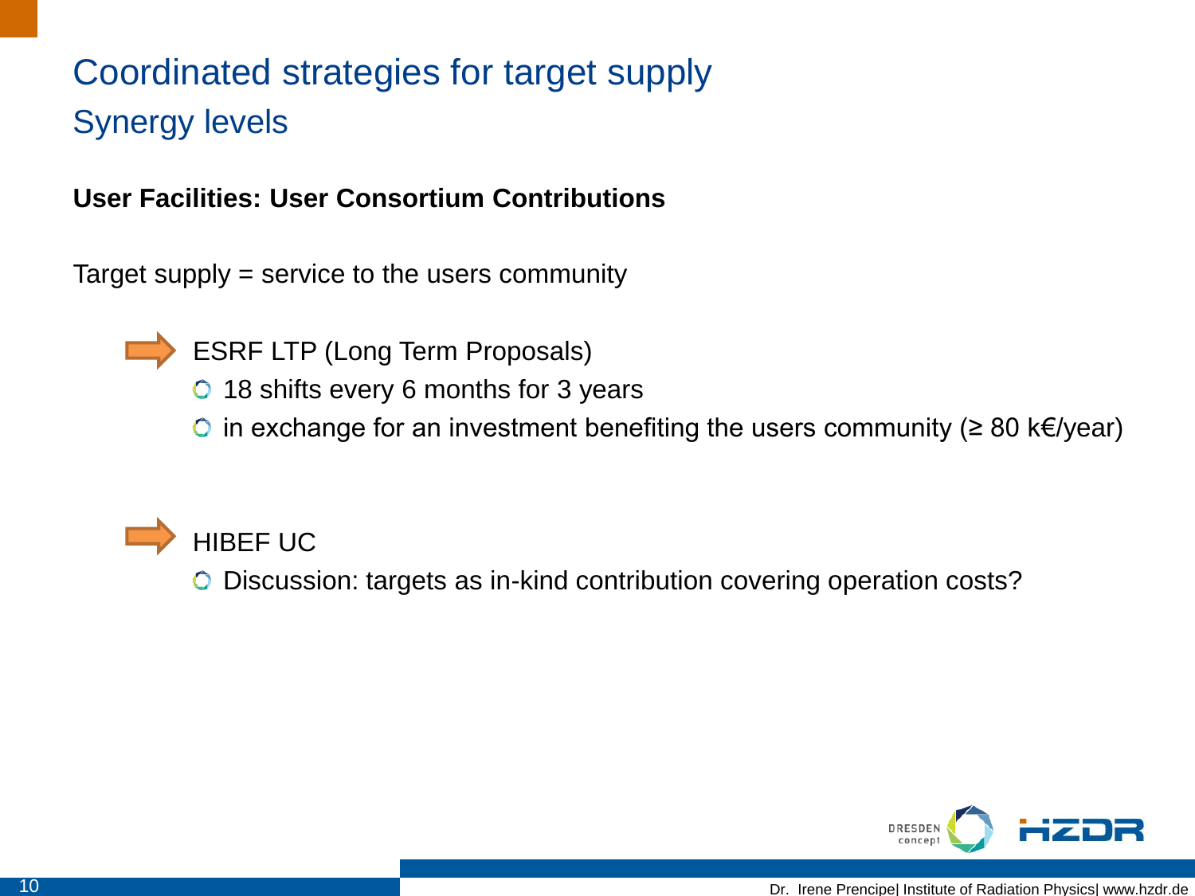# Coordinated strategies for target supply

## Synergy levels

**User Facilities: User Consortium Contributions**

Target supply = service to the users community

- ESRF LTP (Long Term Proposals)
  - 18 shifts every 6 months for 3 years
  - in exchange for an investment benefiting the users community (≥ 80 k€/year)

- HIBEF UC
  - Discussion: targets as in-kind contribution covering operation costs?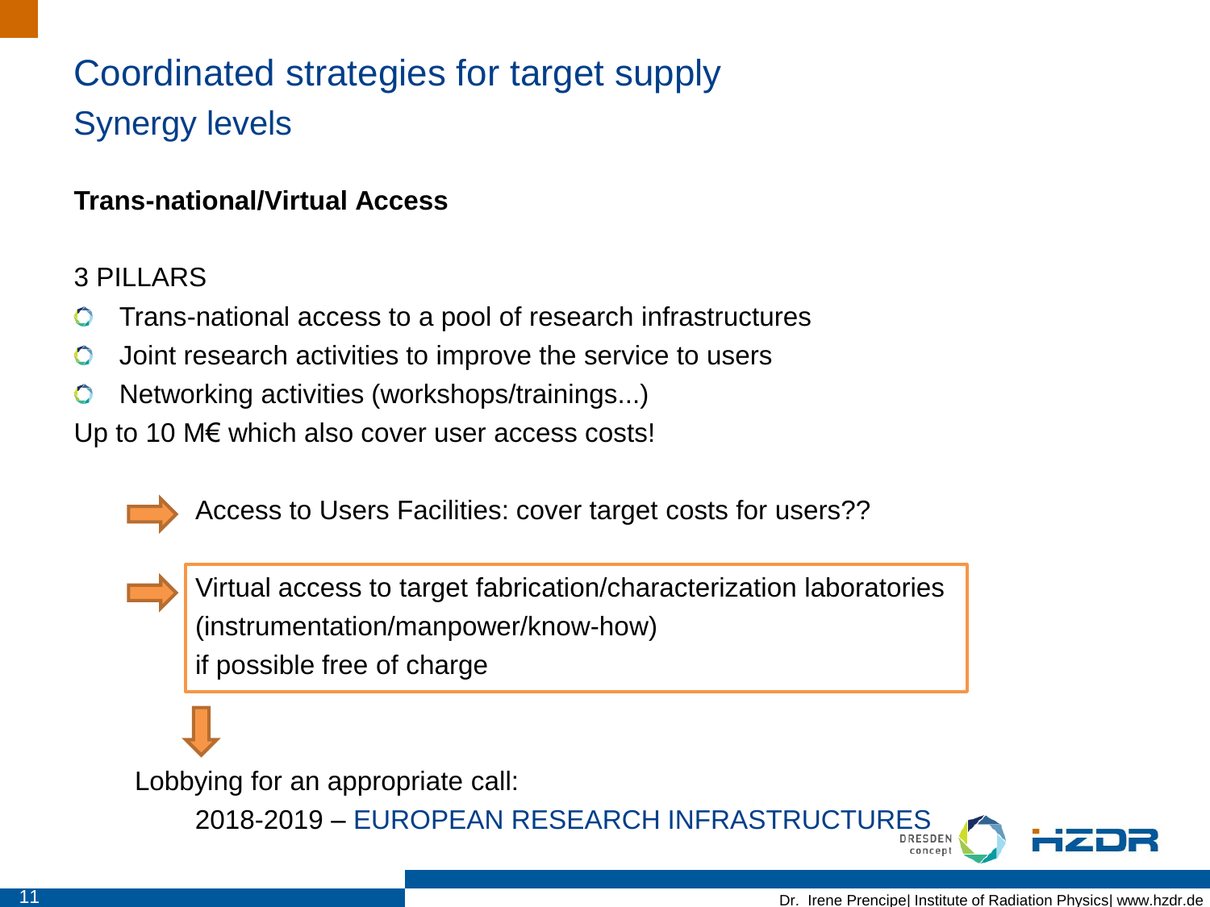# Coordinated strategies for target supply

## Synergy levels

**Trans-national/Virtual Access**

3 PILLARS

- Trans-national access to a pool of research infrastructures
- Joint research activities to improve the service to users
- Networking activities (workshops/trainings...)

Up to 10 M€ which also cover user access costs!

→ Access to Users Facilities: cover target costs for users??

→ Virtual access to target fabrication/characterization laboratories (instrumentation/manpower/know-how) if possible free of charge

↓

Lobbying for an appropriate call:

2018-2019 – EUROPEAN RESEARCH INFRASTRUCTURES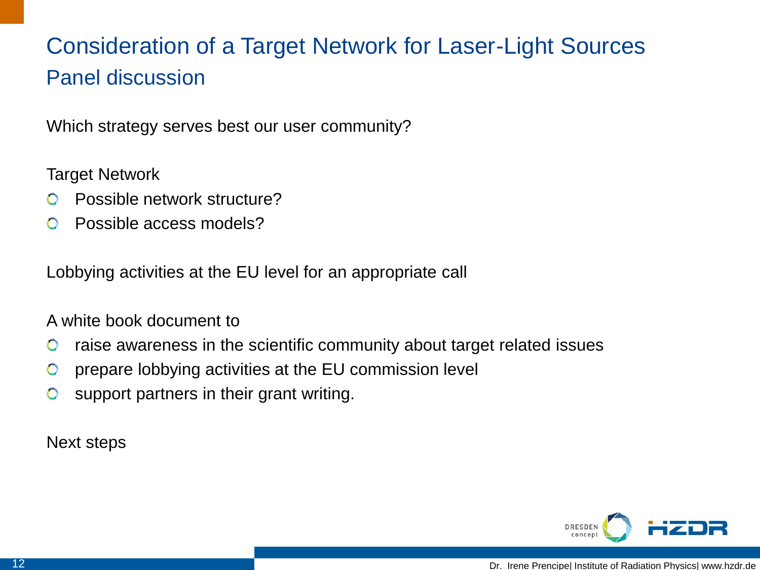# Consideration of a Target Network for Laser-Light Sources

## Panel discussion

Which strategy serves best our user community?

Target Network

- Possible network structure?
- Possible access models?

Lobbying activities at the EU level for an appropriate call

A white book document to

- raise awareness in the scientific community about target related issues
- prepare lobbying activities at the EU commission level
- support partners in their grant writing.

Next steps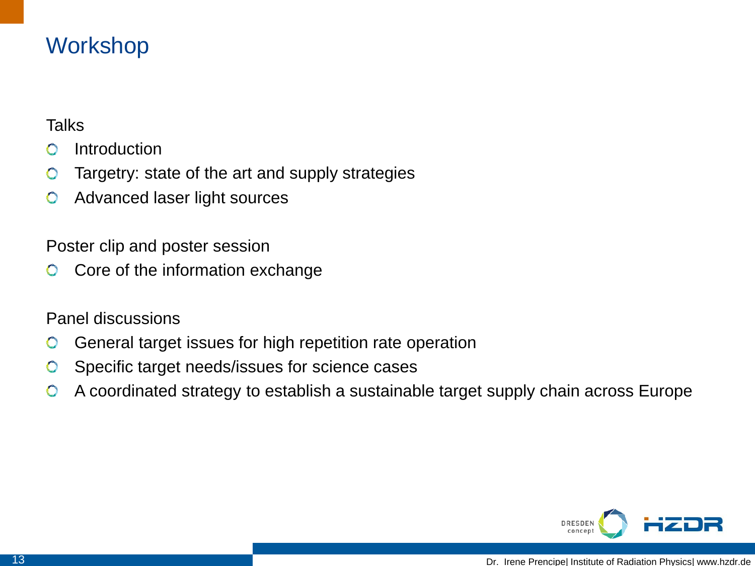# Workshop

Talks

- Introduction
- Targetry: state of the art and supply strategies
- Advanced laser light sources

Poster clip and poster session

- Core of the information exchange

Panel discussions

- General target issues for high repetition rate operation
- Specific target needs/issues for science cases
- A coordinated strategy to establish a sustainable target supply chain across Europe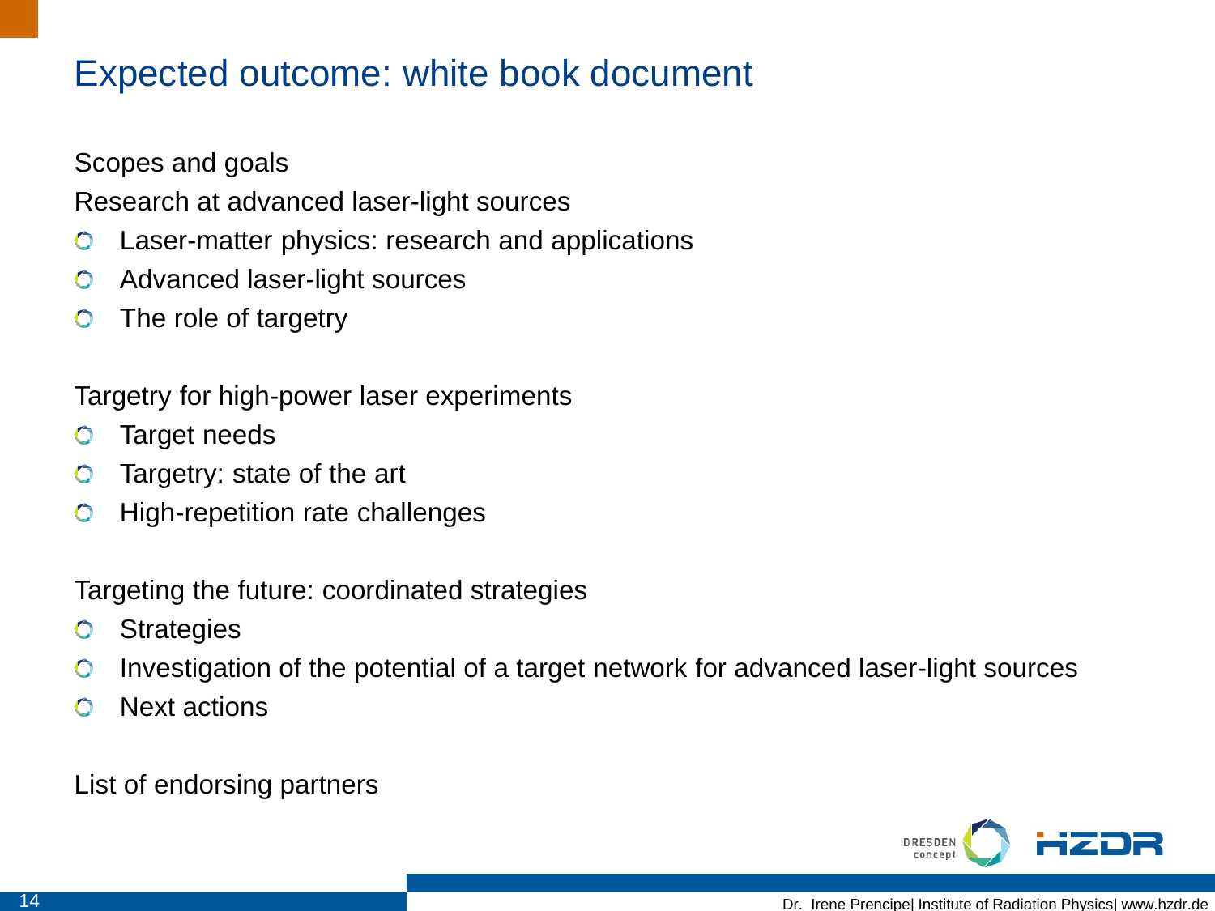# Expected outcome: white book document

Scopes and goals

Research at advanced laser-light sources

- Laser-matter physics: research and applications
- Advanced laser-light sources
- The role of targetry

Targetry for high-power laser experiments

- Target needs
- Targetry: state of the art
- High-repetition rate challenges

Targeting the future: coordinated strategies

- Strategies
- Investigation of the potential of a target network for advanced laser-light sources
- Next actions

List of endorsing partners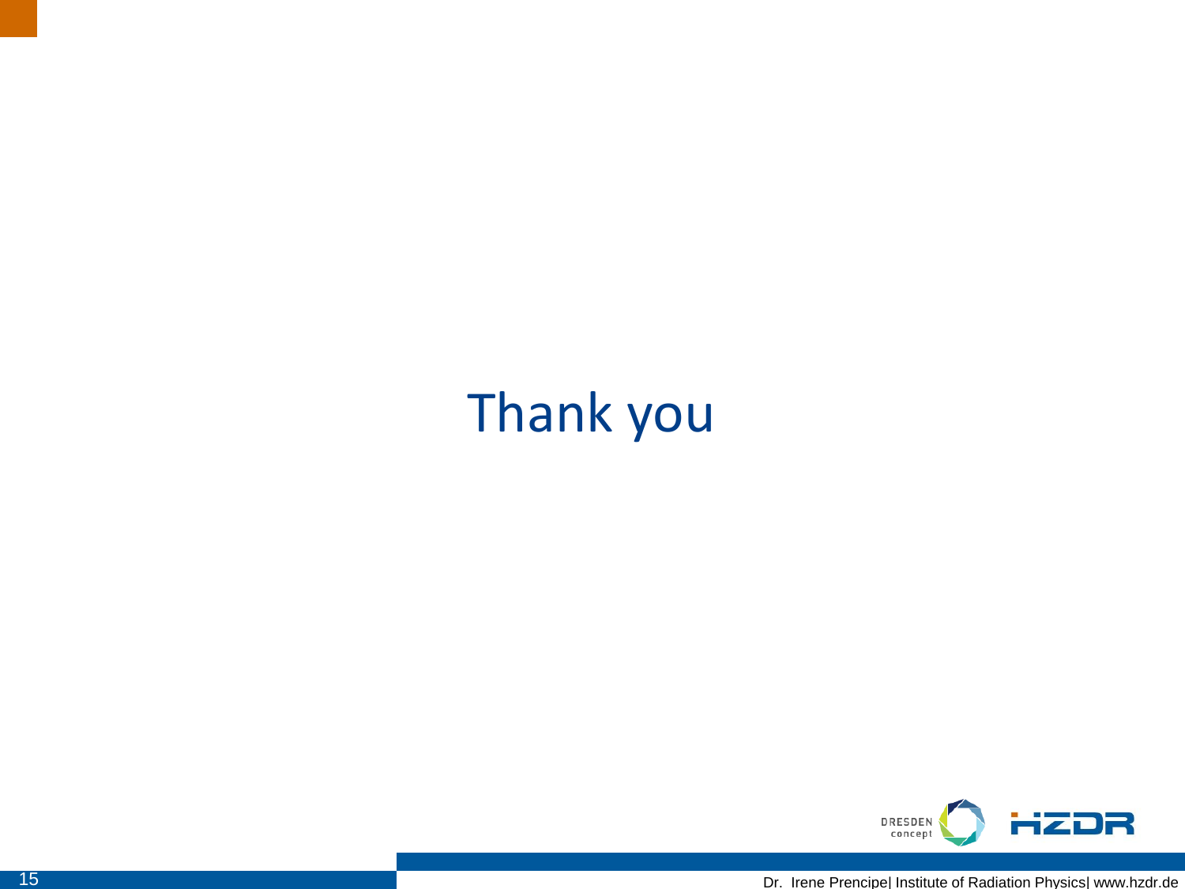# Thank you